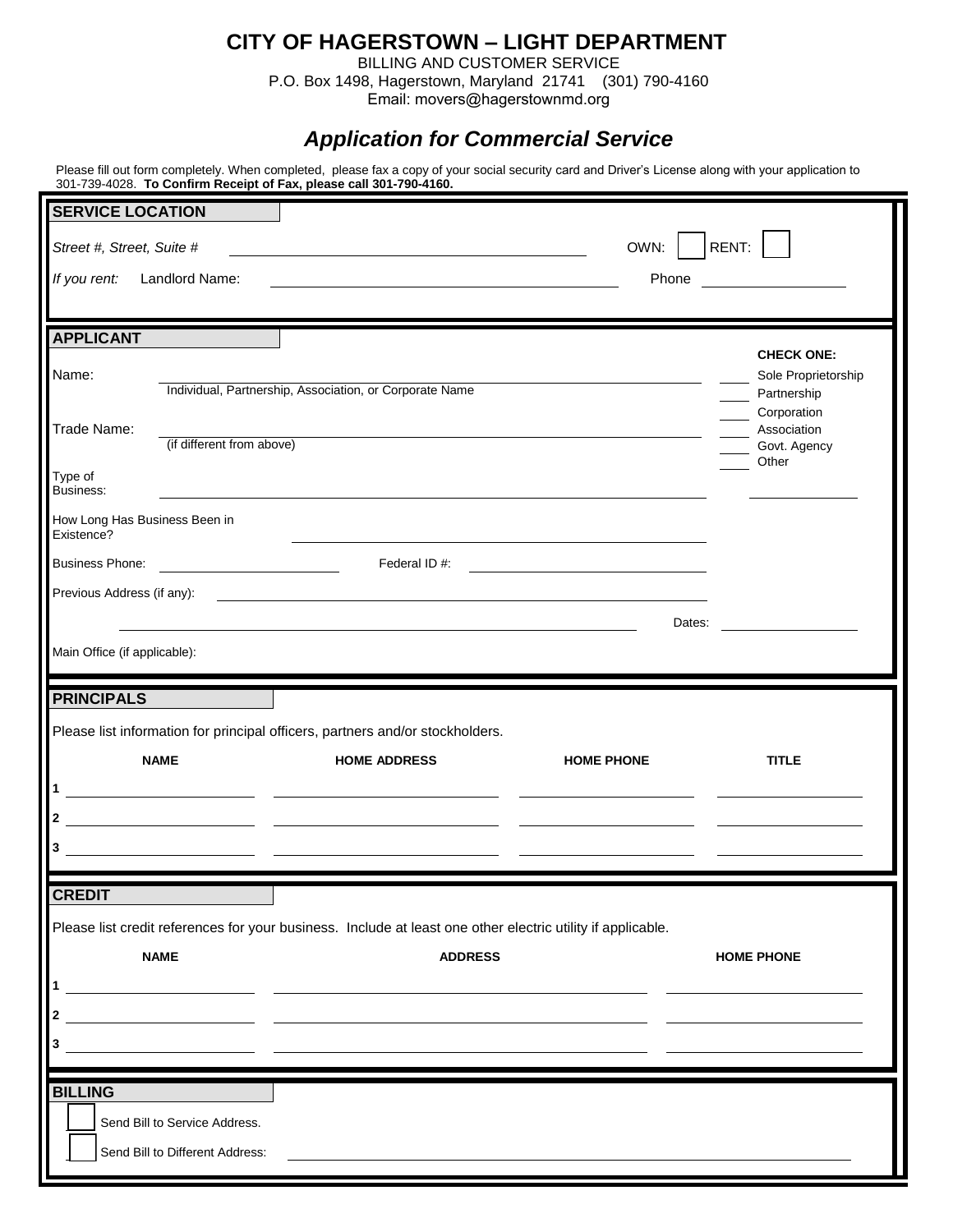# CITY OF HAGERSTOWN – LIGHT DEPARTMENT

BILLING AND CUSTOMER SERVICE
P.O. Box 1498, Hagerstown, Maryland 21741 (301) 790-4160
Email: movers@hagerstownmd.org

## *Application for Commercial Service*

Please fill out form completely. When completed, please fax a copy of your social security card and Driver's License along with your application to 301-739-4028. **To Confirm Receipt of Fax, please call 301-790-4160.**

### SERVICE LOCATION

*Street #, Street, Suite #* ______________________________ OWN: ☐ RENT: ☐

*If you rent:* Landlord Name: ______________________________ Phone ______________

### APPLICANT

Name: ______________________________
Individual, Partnership, Association, or Corporate Name

Trade Name: ______________________________
(if different from above)

Type of Business: ______________________________

**CHECK ONE:**

- ____ Sole Proprietorship
- ____ Partnership
- ____ Corporation
- ____ Association
- ____ Govt. Agency
- ____ Other ______________

How Long Has Business Been in Existence? ______________________________

Business Phone: ______________ Federal ID #: ______________

Previous Address (if any): ______________________________

______________________________ Dates: ______________

Main Office (if applicable):

### PRINCIPALS

Please list information for principal officers, partners and/or stockholders.

| | NAME | HOME ADDRESS | HOME PHONE | TITLE |
|---|---|---|---|---|
| 1 | | | | |
| 2 | | | | |
| 3 | | | | |

### CREDIT

Please list credit references for your business. Include at least one other electric utility if applicable.

| | NAME | ADDRESS | HOME PHONE |
|---|---|---|---|
| 1 | | | |
| 2 | | | |
| 3 | | | |

### BILLING

☐ Send Bill to Service Address.

☐ Send Bill to Different Address: ______________________________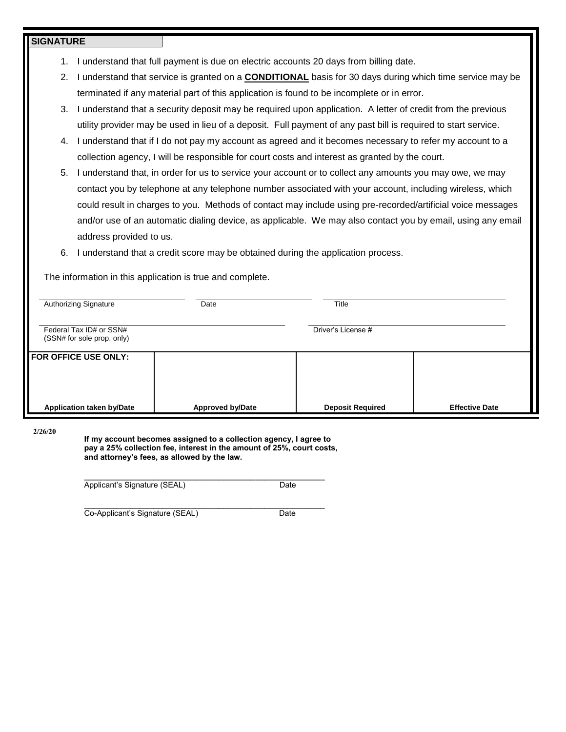## SIGNATURE

1. I understand that full payment is due on electric accounts 20 days from billing date.
2. I understand that service is granted on a **CONDITIONAL** basis for 30 days during which time service may be terminated if any material part of this application is found to be incomplete or in error.
3. I understand that a security deposit may be required upon application. A letter of credit from the previous utility provider may be used in lieu of a deposit. Full payment of any past bill is required to start service.
4. I understand that if I do not pay my account as agreed and it becomes necessary to refer my account to a collection agency, I will be responsible for court costs and interest as granted by the court.
5. I understand that, in order for us to service your account or to collect any amounts you may owe, we may contact you by telephone at any telephone number associated with your account, including wireless, which could result in charges to you. Methods of contact may include using pre-recorded/artificial voice messages and/or use of an automatic dialing device, as applicable. We may also contact you by email, using any email address provided to us.
6. I understand that a credit score may be obtained during the application process.

The information in this application is true and complete.

______________________________ Authorizing Signature

______________________________ Date

______________________________ Title

______________________________ Federal Tax ID# or SSN# (SSN# for sole prop. only)

______________________________ Driver's License #

| **FOR OFFICE USE ONLY:** | | | |
|---|---|---|---|
| **Application taken by/Date** | **Approved by/Date** | **Deposit Required** | **Effective Date** |

2/26/20

**If my account becomes assigned to a collection agency, I agree to pay a 25% collection fee, interest in the amount of 25%, court costs, and attorney's fees, as allowed by the law.**

______________________________ Applicant's Signature (SEAL) Date

______________________________ Co-Applicant's Signature (SEAL) Date